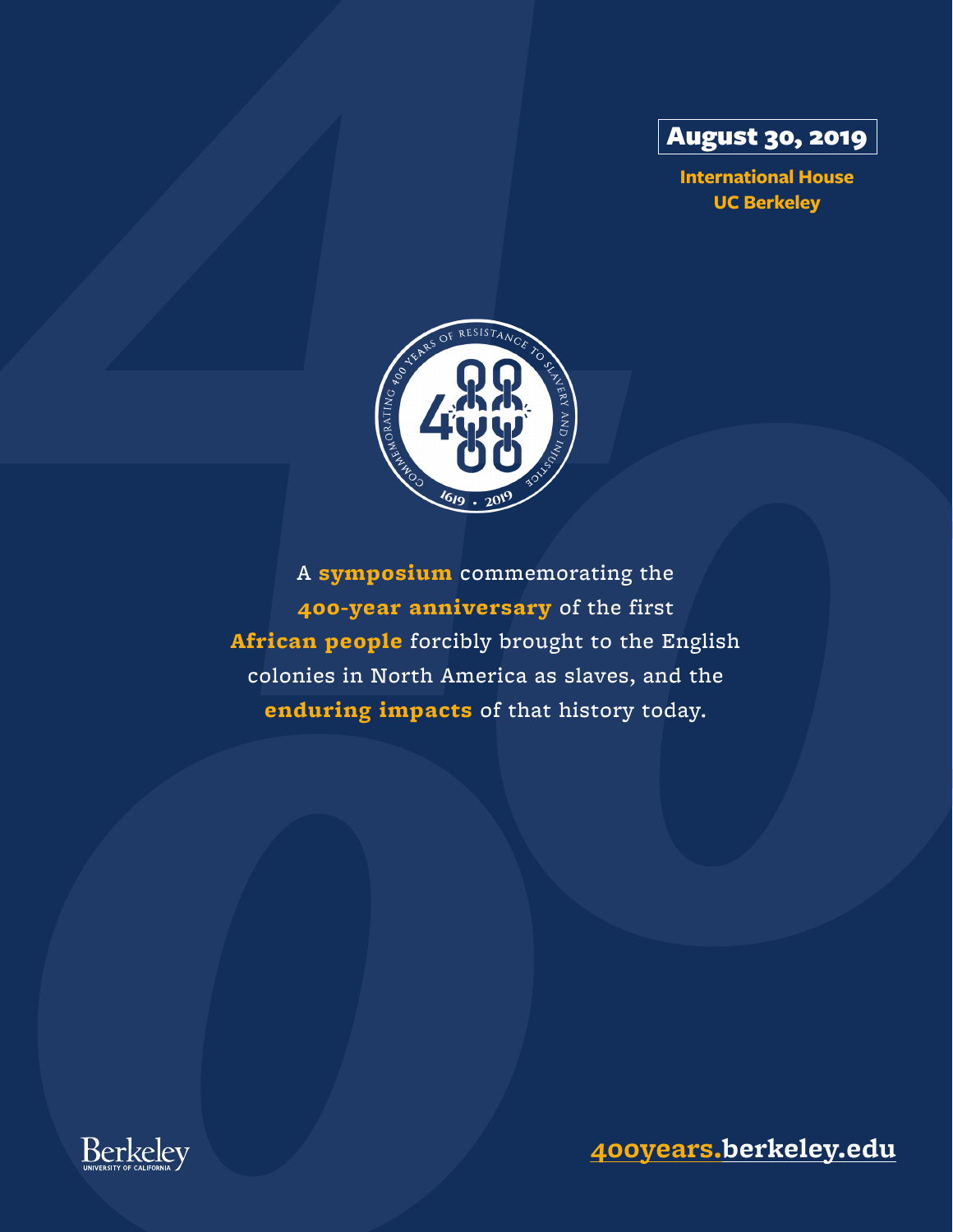**August 30, 2019**

**International House**
**UC Berkeley**

COMMEMORATING 400 YEARS OF RESISTANCE TO SLAVERY AND INJUSTICE

1619 • 2019

A **symposium** commemorating the **400-year anniversary** of the first **African people** forcibly brought to the English colonies in North America as slaves, and the **enduring impacts** of that history today.

Berkeley
UNIVERSITY OF CALIFORNIA

**400years.berkeley.edu**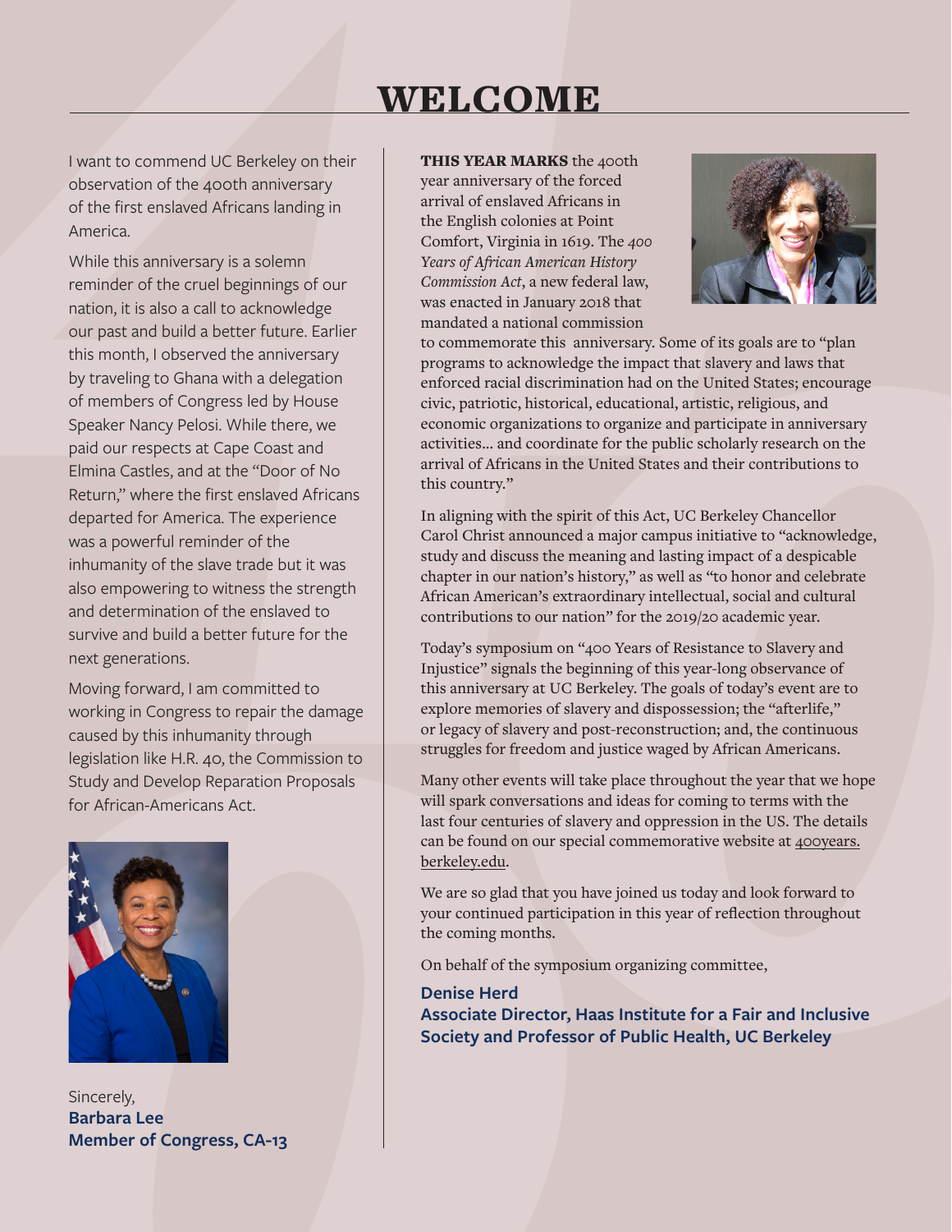# WELCOME

I want to commend UC Berkeley on their observation of the 400th anniversary of the first enslaved Africans landing in America.

While this anniversary is a solemn reminder of the cruel beginnings of our nation, it is also a call to acknowledge our past and build a better future. Earlier this month, I observed the anniversary by traveling to Ghana with a delegation of members of Congress led by House Speaker Nancy Pelosi. While there, we paid our respects at Cape Coast and Elmina Castles, and at the "Door of No Return," where the first enslaved Africans departed for America. The experience was a powerful reminder of the inhumanity of the slave trade but it was also empowering to witness the strength and determination of the enslaved to survive and build a better future for the next generations.

Moving forward, I am committed to working in Congress to repair the damage caused by this inhumanity through legislation like H.R. 40, the Commission to Study and Develop Reparation Proposals for African-Americans Act.

Sincerely,
**Barbara Lee**
**Member of Congress, CA-13**

**THIS YEAR MARKS** the 400th year anniversary of the forced arrival of enslaved Africans in the English colonies at Point Comfort, Virginia in 1619. The *400 Years of African American History Commission Act*, a new federal law, was enacted in January 2018 that mandated a national commission to commemorate this anniversary. Some of its goals are to "plan programs to acknowledge the impact that slavery and laws that enforced racial discrimination had on the United States; encourage civic, patriotic, historical, educational, artistic, religious, and economic organizations to organize and participate in anniversary activities… and coordinate for the public scholarly research on the arrival of Africans in the United States and their contributions to this country."

In aligning with the spirit of this Act, UC Berkeley Chancellor Carol Christ announced a major campus initiative to "acknowledge, study and discuss the meaning and lasting impact of a despicable chapter in our nation's history," as well as "to honor and celebrate African American's extraordinary intellectual, social and cultural contributions to our nation" for the 2019/20 academic year.

Today's symposium on "400 Years of Resistance to Slavery and Injustice" signals the beginning of this year-long observance of this anniversary at UC Berkeley. The goals of today's event are to explore memories of slavery and dispossession; the "afterlife," or legacy of slavery and post-reconstruction; and, the continuous struggles for freedom and justice waged by African Americans.

Many other events will take place throughout the year that we hope will spark conversations and ideas for coming to terms with the last four centuries of slavery and oppression in the US. The details can be found on our special commemorative website at 400years.berkeley.edu.

We are so glad that you have joined us today and look forward to your continued participation in this year of reflection throughout the coming months.

On behalf of the symposium organizing committee,

**Denise Herd**
**Associate Director, Haas Institute for a Fair and Inclusive Society and Professor of Public Health, UC Berkeley**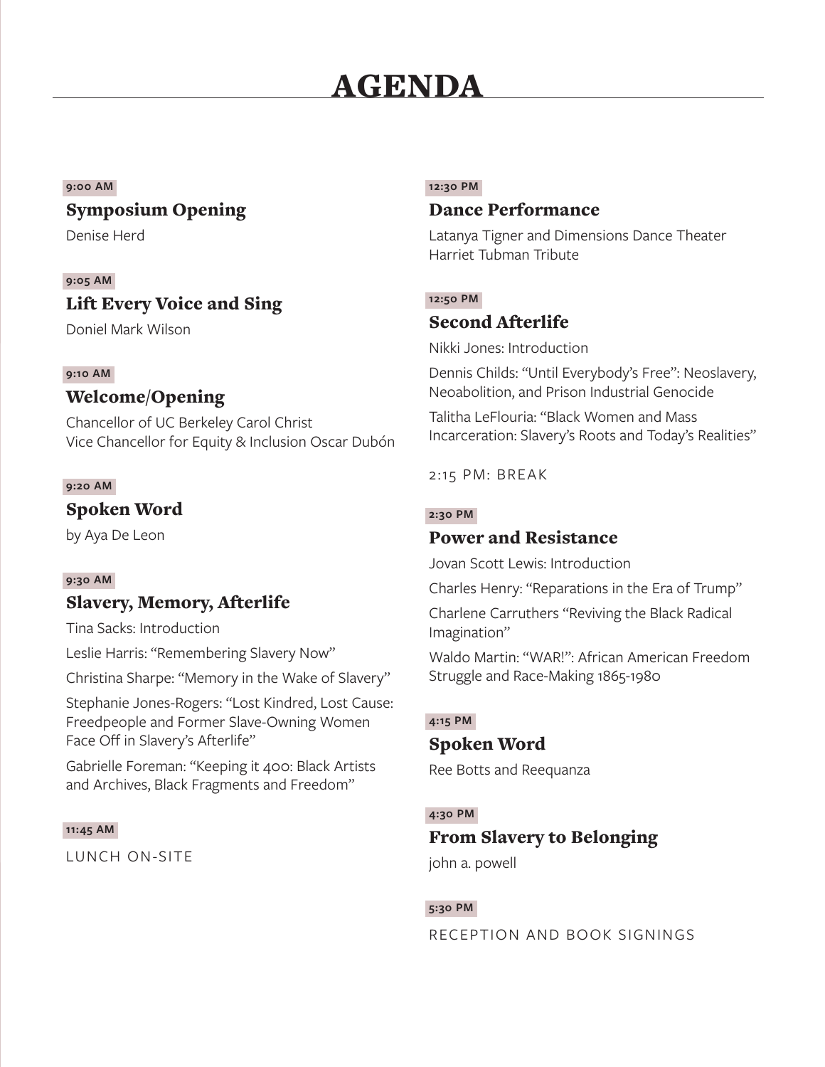# AGENDA

**9:00 AM**

### Symposium Opening

Denise Herd

**9:05 AM**

### Lift Every Voice and Sing

Doniel Mark Wilson

**9:10 AM**

### Welcome/Opening

Chancellor of UC Berkeley Carol Christ
Vice Chancellor for Equity & Inclusion Oscar Dubón

**9:20 AM**

### Spoken Word

by Aya De Leon

**9:30 AM**

### Slavery, Memory, Afterlife

Tina Sacks: Introduction

Leslie Harris: "Remembering Slavery Now"

Christina Sharpe: "Memory in the Wake of Slavery"

Stephanie Jones-Rogers: "Lost Kindred, Lost Cause: Freedpeople and Former Slave-Owning Women Face Off in Slavery's Afterlife"

Gabrielle Foreman: "Keeping it 400: Black Artists and Archives, Black Fragments and Freedom"

**11:45 AM**

LUNCH ON-SITE

**12:30 PM**

### Dance Performance

Latanya Tigner and Dimensions Dance Theater
Harriet Tubman Tribute

**12:50 PM**

### Second Afterlife

Nikki Jones: Introduction

Dennis Childs: "Until Everybody's Free": Neoslavery, Neoabolition, and Prison Industrial Genocide

Talitha LeFlouria: "Black Women and Mass Incarceration: Slavery's Roots and Today's Realities"

2:15 PM: BREAK

**2:30 PM**

### Power and Resistance

Jovan Scott Lewis: Introduction

Charles Henry: "Reparations in the Era of Trump"

Charlene Carruthers "Reviving the Black Radical Imagination"

Waldo Martin: "WAR!": African American Freedom Struggle and Race-Making 1865-1980

**4:15 PM**

### Spoken Word

Ree Botts and Reequanza

**4:30 PM**

### From Slavery to Belonging

john a. powell

**5:30 PM**

RECEPTION AND BOOK SIGNINGS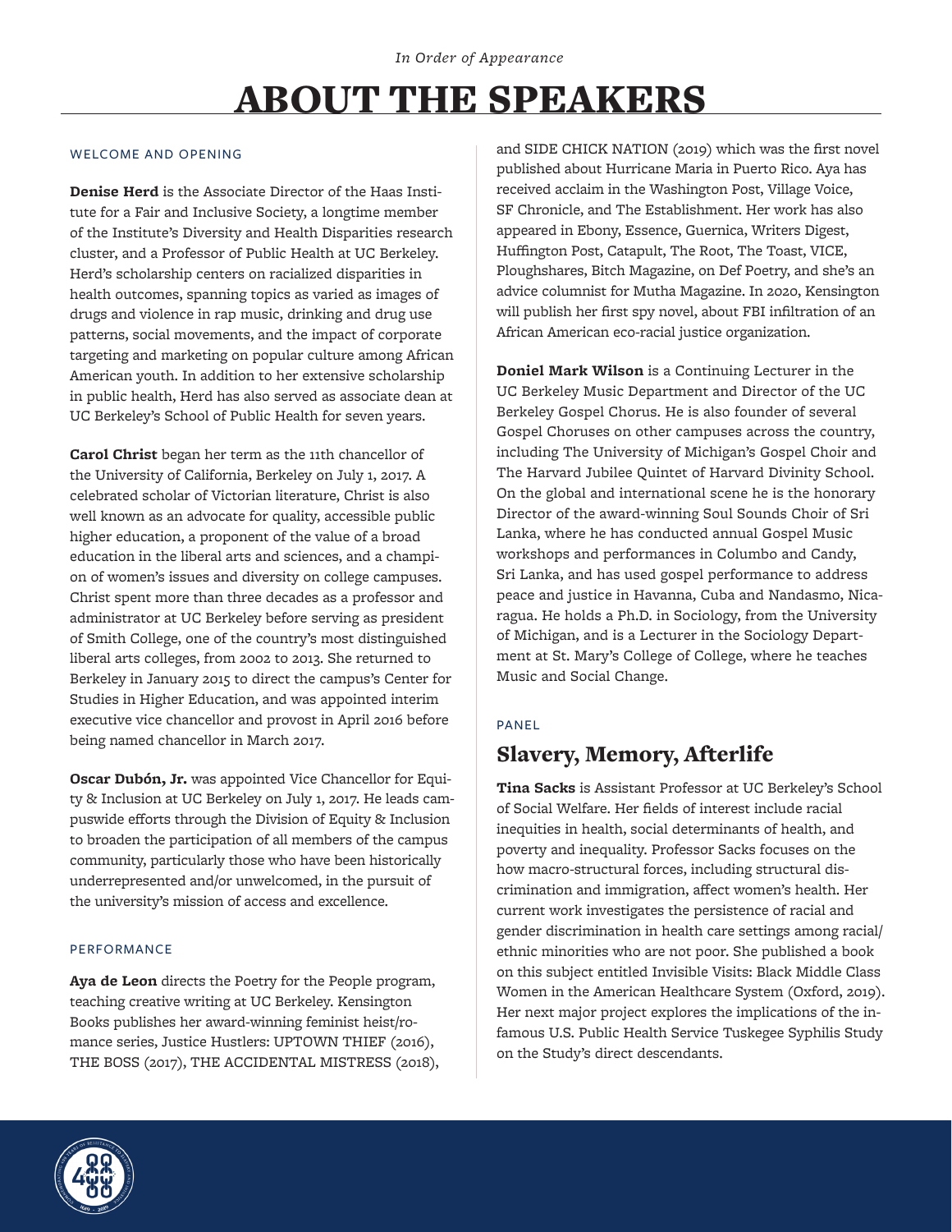*In Order of Appearance*

# ABOUT THE SPEAKERS

## WELCOME AND OPENING

**Denise Herd** is the Associate Director of the Haas Institute for a Fair and Inclusive Society, a longtime member of the Institute's Diversity and Health Disparities research cluster, and a Professor of Public Health at UC Berkeley. Herd's scholarship centers on racialized disparities in health outcomes, spanning topics as varied as images of drugs and violence in rap music, drinking and drug use patterns, social movements, and the impact of corporate targeting and marketing on popular culture among African American youth. In addition to her extensive scholarship in public health, Herd has also served as associate dean at UC Berkeley's School of Public Health for seven years.

**Carol Christ** began her term as the 11th chancellor of the University of California, Berkeley on July 1, 2017. A celebrated scholar of Victorian literature, Christ is also well known as an advocate for quality, accessible public higher education, a proponent of the value of a broad education in the liberal arts and sciences, and a champion of women's issues and diversity on college campuses. Christ spent more than three decades as a professor and administrator at UC Berkeley before serving as president of Smith College, one of the country's most distinguished liberal arts colleges, from 2002 to 2013. She returned to Berkeley in January 2015 to direct the campus's Center for Studies in Higher Education, and was appointed interim executive vice chancellor and provost in April 2016 before being named chancellor in March 2017.

**Oscar Dubón, Jr.** was appointed Vice Chancellor for Equity & Inclusion at UC Berkeley on July 1, 2017. He leads campuswide efforts through the Division of Equity & Inclusion to broaden the participation of all members of the campus community, particularly those who have been historically underrepresented and/or unwelcomed, in the pursuit of the university's mission of access and excellence.

## PERFORMANCE

**Aya de Leon** directs the Poetry for the People program, teaching creative writing at UC Berkeley. Kensington Books publishes her award-winning feminist heist/romance series, Justice Hustlers: UPTOWN THIEF (2016), THE BOSS (2017), THE ACCIDENTAL MISTRESS (2018), and SIDE CHICK NATION (2019) which was the first novel published about Hurricane Maria in Puerto Rico. Aya has received acclaim in the Washington Post, Village Voice, SF Chronicle, and The Establishment. Her work has also appeared in Ebony, Essence, Guernica, Writers Digest, Huffington Post, Catapult, The Root, The Toast, VICE, Ploughshares, Bitch Magazine, on Def Poetry, and she's an advice columnist for Mutha Magazine. In 2020, Kensington will publish her first spy novel, about FBI infiltration of an African American eco-racial justice organization.

**Doniel Mark Wilson** is a Continuing Lecturer in the UC Berkeley Music Department and Director of the UC Berkeley Gospel Chorus. He is also founder of several Gospel Choruses on other campuses across the country, including The University of Michigan's Gospel Choir and The Harvard Jubilee Quintet of Harvard Divinity School. On the global and international scene he is the honorary Director of the award-winning Soul Sounds Choir of Sri Lanka, where he has conducted annual Gospel Music workshops and performances in Columbo and Candy, Sri Lanka, and has used gospel performance to address peace and justice in Havanna, Cuba and Nandasmo, Nicaragua. He holds a Ph.D. in Sociology, from the University of Michigan, and is a Lecturer in the Sociology Department at St. Mary's College of College, where he teaches Music and Social Change.

## PANEL

## Slavery, Memory, Afterlife

**Tina Sacks** is Assistant Professor at UC Berkeley's School of Social Welfare. Her fields of interest include racial inequities in health, social determinants of health, and poverty and inequality. Professor Sacks focuses on the how macro-structural forces, including structural discrimination and immigration, affect women's health. Her current work investigates the persistence of racial and gender discrimination in health care settings among racial/ethnic minorities who are not poor. She published a book on this subject entitled Invisible Visits: Black Middle Class Women in the American Healthcare System (Oxford, 2019). Her next major project explores the implications of the infamous U.S. Public Health Service Tuskegee Syphilis Study on the Study's direct descendants.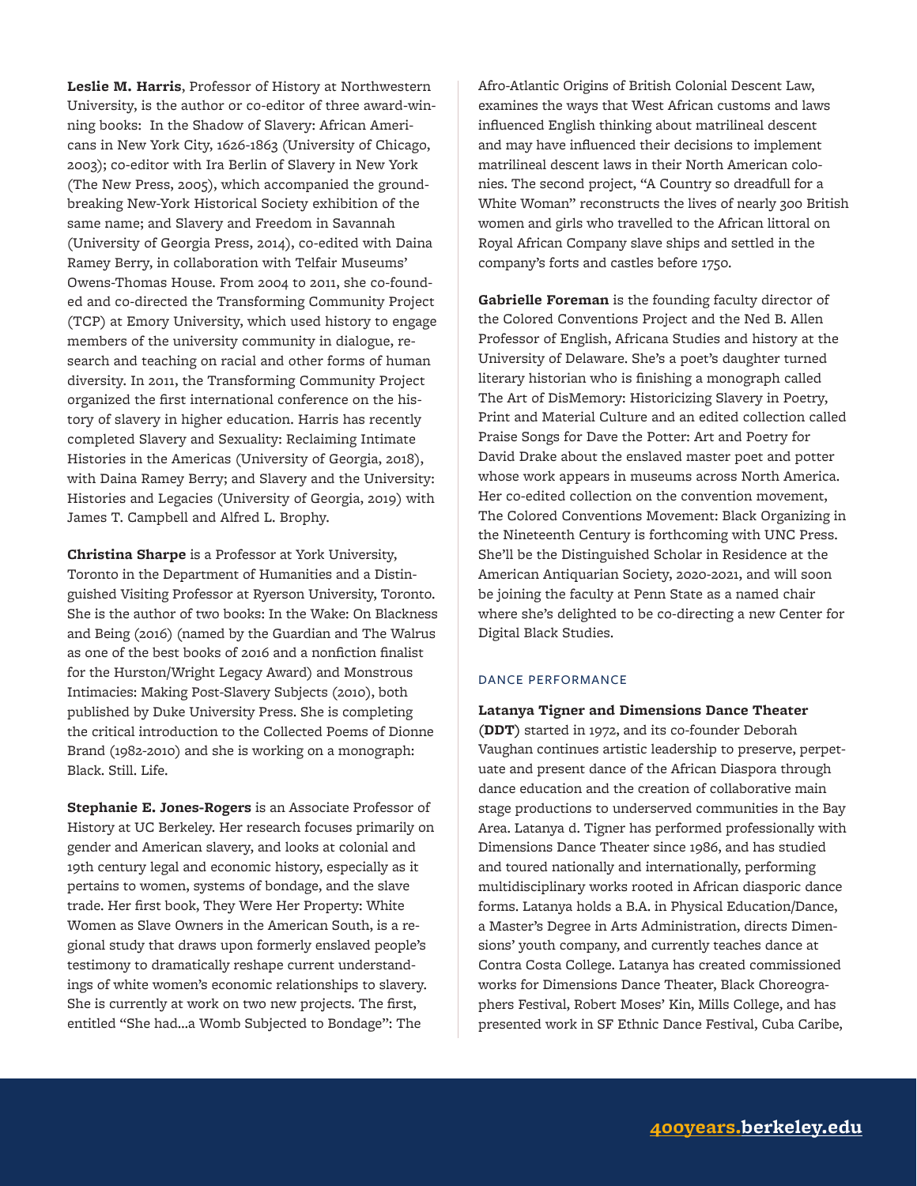**Leslie M. Harris**, Professor of History at Northwestern University, is the author or co-editor of three award-winning books: In the Shadow of Slavery: African Americans in New York City, 1626-1863 (University of Chicago, 2003); co-editor with Ira Berlin of Slavery in New York (The New Press, 2005), which accompanied the groundbreaking New-York Historical Society exhibition of the same name; and Slavery and Freedom in Savannah (University of Georgia Press, 2014), co-edited with Daina Ramey Berry, in collaboration with Telfair Museums' Owens-Thomas House. From 2004 to 2011, she co-founded and co-directed the Transforming Community Project (TCP) at Emory University, which used history to engage members of the university community in dialogue, research and teaching on racial and other forms of human diversity. In 2011, the Transforming Community Project organized the first international conference on the history of slavery in higher education. Harris has recently completed Slavery and Sexuality: Reclaiming Intimate Histories in the Americas (University of Georgia, 2018), with Daina Ramey Berry; and Slavery and the University: Histories and Legacies (University of Georgia, 2019) with James T. Campbell and Alfred L. Brophy.

**Christina Sharpe** is a Professor at York University, Toronto in the Department of Humanities and a Distinguished Visiting Professor at Ryerson University, Toronto. She is the author of two books: In the Wake: On Blackness and Being (2016) (named by the Guardian and The Walrus as one of the best books of 2016 and a nonfiction finalist for the Hurston/Wright Legacy Award) and Monstrous Intimacies: Making Post-Slavery Subjects (2010), both published by Duke University Press. She is completing the critical introduction to the Collected Poems of Dionne Brand (1982-2010) and she is working on a monograph: Black. Still. Life.

**Stephanie E. Jones-Rogers** is an Associate Professor of History at UC Berkeley. Her research focuses primarily on gender and American slavery, and looks at colonial and 19th century legal and economic history, especially as it pertains to women, systems of bondage, and the slave trade. Her first book, They Were Her Property: White Women as Slave Owners in the American South, is a regional study that draws upon formerly enslaved people's testimony to dramatically reshape current understandings of white women's economic relationships to slavery. She is currently at work on two new projects. The first, entitled "She had...a Womb Subjected to Bondage": The Afro-Atlantic Origins of British Colonial Descent Law, examines the ways that West African customs and laws influenced English thinking about matrilineal descent and may have influenced their decisions to implement matrilineal descent laws in their North American colonies. The second project, "A Country so dreadfull for a White Woman" reconstructs the lives of nearly 300 British women and girls who travelled to the African littoral on Royal African Company slave ships and settled in the company's forts and castles before 1750.

**Gabrielle Foreman** is the founding faculty director of the Colored Conventions Project and the Ned B. Allen Professor of English, Africana Studies and history at the University of Delaware. She's a poet's daughter turned literary historian who is finishing a monograph called The Art of DisMemory: Historicizing Slavery in Poetry, Print and Material Culture and an edited collection called Praise Songs for Dave the Potter: Art and Poetry for David Drake about the enslaved master poet and potter whose work appears in museums across North America. Her co-edited collection on the convention movement, The Colored Conventions Movement: Black Organizing in the Nineteenth Century is forthcoming with UNC Press. She'll be the Distinguished Scholar in Residence at the American Antiquarian Society, 2020-2021, and will soon be joining the faculty at Penn State as a named chair where she's delighted to be co-directing a new Center for Digital Black Studies.

## DANCE PERFORMANCE

**Latanya Tigner and Dimensions Dance Theater (DDT)** started in 1972, and its co-founder Deborah Vaughan continues artistic leadership to preserve, perpetuate and present dance of the African Diaspora through dance education and the creation of collaborative main stage productions to underserved communities in the Bay Area. Latanya d. Tigner has performed professionally with Dimensions Dance Theater since 1986, and has studied and toured nationally and internationally, performing multidisciplinary works rooted in African diasporic dance forms. Latanya holds a B.A. in Physical Education/Dance, a Master's Degree in Arts Administration, directs Dimensions' youth company, and currently teaches dance at Contra Costa College. Latanya has created commissioned works for Dimensions Dance Theater, Black Choreographers Festival, Robert Moses' Kin, Mills College, and has presented work in SF Ethnic Dance Festival, Cuba Caribe,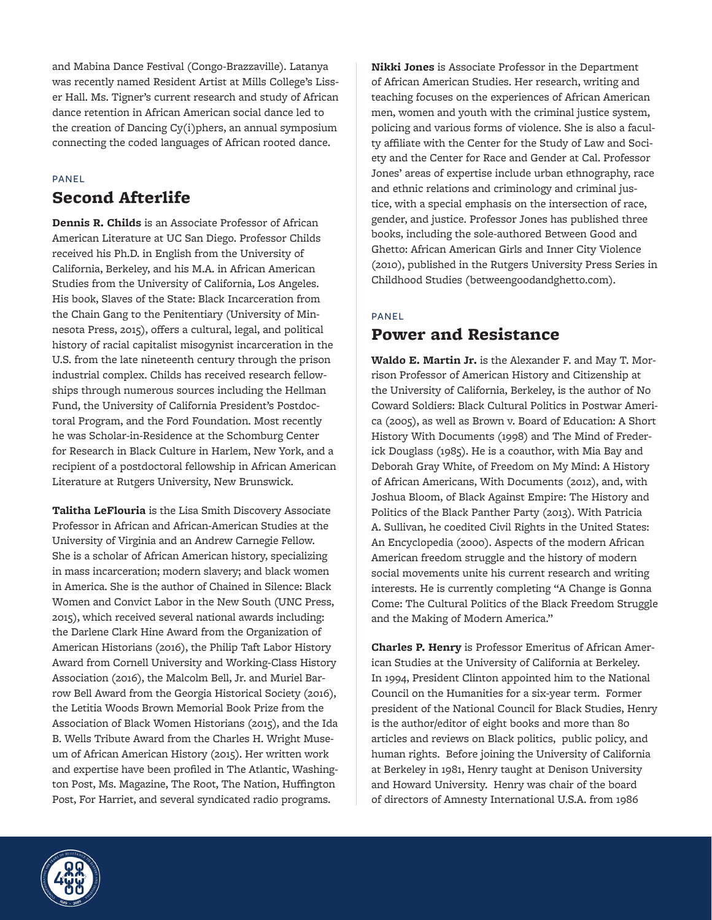and Mabina Dance Festival (Congo-Brazzaville). Latanya was recently named Resident Artist at Mills College's Lisser Hall. Ms. Tigner's current research and study of African dance retention in African American social dance led to the creation of Dancing Cy(i)phers, an annual symposium connecting the coded languages of African rooted dance.

PANEL

## Second Afterlife

**Dennis R. Childs** is an Associate Professor of African American Literature at UC San Diego. Professor Childs received his Ph.D. in English from the University of California, Berkeley, and his M.A. in African American Studies from the University of California, Los Angeles. His book, Slaves of the State: Black Incarceration from the Chain Gang to the Penitentiary (University of Minnesota Press, 2015), offers a cultural, legal, and political history of racial capitalist misogynist incarceration in the U.S. from the late nineteenth century through the prison industrial complex. Childs has received research fellowships through numerous sources including the Hellman Fund, the University of California President's Postdoctoral Program, and the Ford Foundation. Most recently he was Scholar-in-Residence at the Schomburg Center for Research in Black Culture in Harlem, New York, and a recipient of a postdoctoral fellowship in African American Literature at Rutgers University, New Brunswick.

**Talitha LeFlouria** is the Lisa Smith Discovery Associate Professor in African and African-American Studies at the University of Virginia and an Andrew Carnegie Fellow. She is a scholar of African American history, specializing in mass incarceration; modern slavery; and black women in America. She is the author of Chained in Silence: Black Women and Convict Labor in the New South (UNC Press, 2015), which received several national awards including: the Darlene Clark Hine Award from the Organization of American Historians (2016), the Philip Taft Labor History Award from Cornell University and Working-Class History Association (2016), the Malcolm Bell, Jr. and Muriel Barrow Bell Award from the Georgia Historical Society (2016), the Letitia Woods Brown Memorial Book Prize from the Association of Black Women Historians (2015), and the Ida B. Wells Tribute Award from the Charles H. Wright Museum of African American History (2015). Her written work and expertise have been profiled in The Atlantic, Washington Post, Ms. Magazine, The Root, The Nation, Huffington Post, For Harriet, and several syndicated radio programs.

**Nikki Jones** is Associate Professor in the Department of African American Studies. Her research, writing and teaching focuses on the experiences of African American men, women and youth with the criminal justice system, policing and various forms of violence. She is also a faculty affiliate with the Center for the Study of Law and Society and the Center for Race and Gender at Cal. Professor Jones' areas of expertise include urban ethnography, race and ethnic relations and criminology and criminal justice, with a special emphasis on the intersection of race, gender, and justice. Professor Jones has published three books, including the sole-authored Between Good and Ghetto: African American Girls and Inner City Violence (2010), published in the Rutgers University Press Series in Childhood Studies (betweengoodandghetto.com).

PANEL

## Power and Resistance

**Waldo E. Martin Jr.** is the Alexander F. and May T. Morrison Professor of American History and Citizenship at the University of California, Berkeley, is the author of No Coward Soldiers: Black Cultural Politics in Postwar America (2005), as well as Brown v. Board of Education: A Short History With Documents (1998) and The Mind of Frederick Douglass (1985). He is a coauthor, with Mia Bay and Deborah Gray White, of Freedom on My Mind: A History of African Americans, With Documents (2012), and, with Joshua Bloom, of Black Against Empire: The History and Politics of the Black Panther Party (2013). With Patricia A. Sullivan, he coedited Civil Rights in the United States: An Encyclopedia (2000). Aspects of the modern African American freedom struggle and the history of modern social movements unite his current research and writing interests. He is currently completing "A Change is Gonna Come: The Cultural Politics of the Black Freedom Struggle and the Making of Modern America."

**Charles P. Henry** is Professor Emeritus of African American Studies at the University of California at Berkeley. In 1994, President Clinton appointed him to the National Council on the Humanities for a six-year term. Former president of the National Council for Black Studies, Henry is the author/editor of eight books and more than 80 articles and reviews on Black politics, public policy, and human rights. Before joining the University of California at Berkeley in 1981, Henry taught at Denison University and Howard University. Henry was chair of the board of directors of Amnesty International U.S.A. from 1986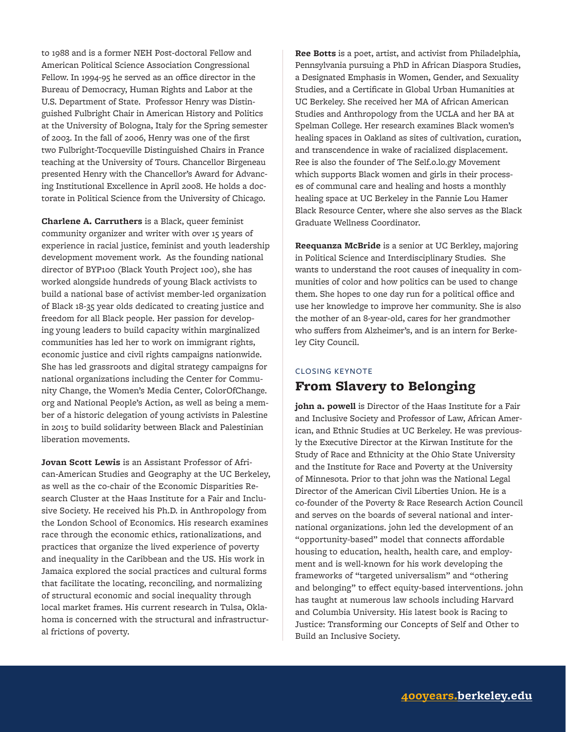to 1988 and is a former NEH Post-doctoral Fellow and American Political Science Association Congressional Fellow. In 1994-95 he served as an office director in the Bureau of Democracy, Human Rights and Labor at the U.S. Department of State. Professor Henry was Distinguished Fulbright Chair in American History and Politics at the University of Bologna, Italy for the Spring semester of 2003. In the fall of 2006, Henry was one of the first two Fulbright-Tocqueville Distinguished Chairs in France teaching at the University of Tours. Chancellor Birgeneau presented Henry with the Chancellor's Award for Advancing Institutional Excellence in April 2008. He holds a doctorate in Political Science from the University of Chicago.

**Charlene A. Carruthers** is a Black, queer feminist community organizer and writer with over 15 years of experience in racial justice, feminist and youth leadership development movement work. As the founding national director of BYP100 (Black Youth Project 100), she has worked alongside hundreds of young Black activists to build a national base of activist member-led organization of Black 18-35 year olds dedicated to creating justice and freedom for all Black people. Her passion for developing young leaders to build capacity within marginalized communities has led her to work on immigrant rights, economic justice and civil rights campaigns nationwide. She has led grassroots and digital strategy campaigns for national organizations including the Center for Community Change, the Women's Media Center, ColorOfChange.org and National People's Action, as well as being a member of a historic delegation of young activists in Palestine in 2015 to build solidarity between Black and Palestinian liberation movements.

**Jovan Scott Lewis** is an Assistant Professor of African-American Studies and Geography at the UC Berkeley, as well as the co-chair of the Economic Disparities Research Cluster at the Haas Institute for a Fair and Inclusive Society. He received his Ph.D. in Anthropology from the London School of Economics. His research examines race through the economic ethics, rationalizations, and practices that organize the lived experience of poverty and inequality in the Caribbean and the US. His work in Jamaica explored the social practices and cultural forms that facilitate the locating, reconciling, and normalizing of structural economic and social inequality through local market frames. His current research in Tulsa, Oklahoma is concerned with the structural and infrastructural frictions of poverty.

**Ree Botts** is a poet, artist, and activist from Philadelphia, Pennsylvania pursuing a PhD in African Diaspora Studies, a Designated Emphasis in Women, Gender, and Sexuality Studies, and a Certificate in Global Urban Humanities at UC Berkeley. She received her MA of African American Studies and Anthropology from the UCLA and her BA at Spelman College. Her research examines Black women's healing spaces in Oakland as sites of cultivation, curation, and transcendence in wake of racialized displacement. Ree is also the founder of The Self.o.lo.gy Movement which supports Black women and girls in their processes of communal care and healing and hosts a monthly healing space at UC Berkeley in the Fannie Lou Hamer Black Resource Center, where she also serves as the Black Graduate Wellness Coordinator.

**Reequanza McBride** is a senior at UC Berkley, majoring in Political Science and Interdisciplinary Studies. She wants to understand the root causes of inequality in communities of color and how politics can be used to change them. She hopes to one day run for a political office and use her knowledge to improve her community. She is also the mother of an 8-year-old, cares for her grandmother who suffers from Alzheimer's, and is an intern for Berkeley City Council.

CLOSING KEYNOTE

## From Slavery to Belonging

**john a. powell** is Director of the Haas Institute for a Fair and Inclusive Society and Professor of Law, African American, and Ethnic Studies at UC Berkeley. He was previously the Executive Director at the Kirwan Institute for the Study of Race and Ethnicity at the Ohio State University and the Institute for Race and Poverty at the University of Minnesota. Prior to that john was the National Legal Director of the American Civil Liberties Union. He is a co-founder of the Poverty & Race Research Action Council and serves on the boards of several national and international organizations. john led the development of an "opportunity-based" model that connects affordable housing to education, health, health care, and employment and is well-known for his work developing the frameworks of "targeted universalism" and "othering and belonging" to effect equity-based interventions. john has taught at numerous law schools including Harvard and Columbia University. His latest book is Racing to Justice: Transforming our Concepts of Self and Other to Build an Inclusive Society.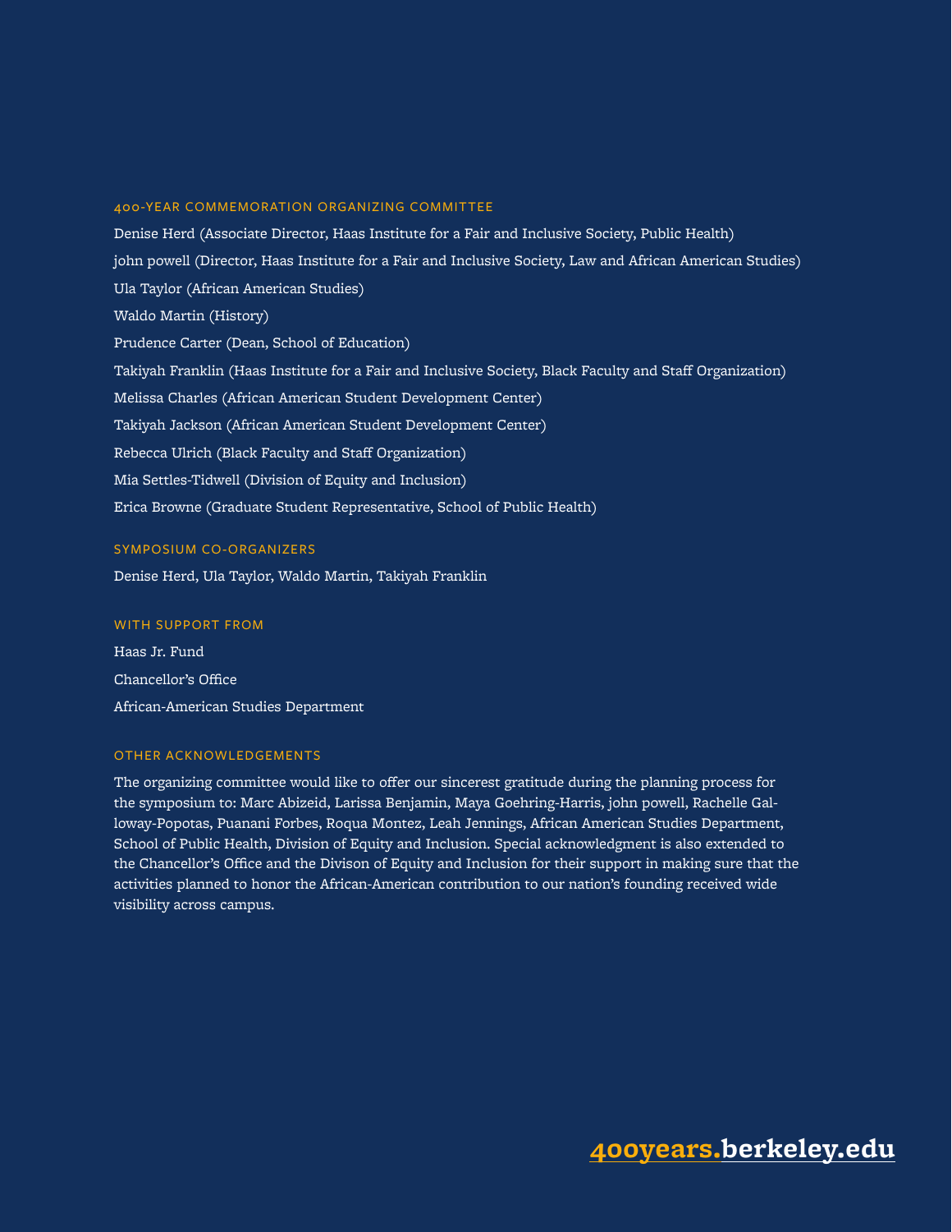## 400-YEAR COMMEMORATION ORGANIZING COMMITTEE

Denise Herd (Associate Director, Haas Institute for a Fair and Inclusive Society, Public Health)

john powell (Director, Haas Institute for a Fair and Inclusive Society, Law and African American Studies)

Ula Taylor (African American Studies)

Waldo Martin (History)

Prudence Carter (Dean, School of Education)

Takiyah Franklin (Haas Institute for a Fair and Inclusive Society, Black Faculty and Staff Organization)

Melissa Charles (African American Student Development Center)

Takiyah Jackson (African American Student Development Center)

Rebecca Ulrich (Black Faculty and Staff Organization)

Mia Settles-Tidwell (Division of Equity and Inclusion)

Erica Browne (Graduate Student Representative, School of Public Health)

## SYMPOSIUM CO-ORGANIZERS

Denise Herd, Ula Taylor, Waldo Martin, Takiyah Franklin

## WITH SUPPORT FROM

Haas Jr. Fund

Chancellor's Office

African-American Studies Department

## OTHER ACKNOWLEDGEMENTS

The organizing committee would like to offer our sincerest gratitude during the planning process for the symposium to: Marc Abizeid, Larissa Benjamin, Maya Goehring-Harris, john powell, Rachelle Galloway-Popotas, Puanani Forbes, Roqua Montez, Leah Jennings, African American Studies Department, School of Public Health, Division of Equity and Inclusion. Special acknowledgment is also extended to the Chancellor's Office and the Divison of Equity and Inclusion for their support in making sure that the activities planned to honor the African-American contribution to our nation's founding received wide visibility across campus.

400years.berkeley.edu